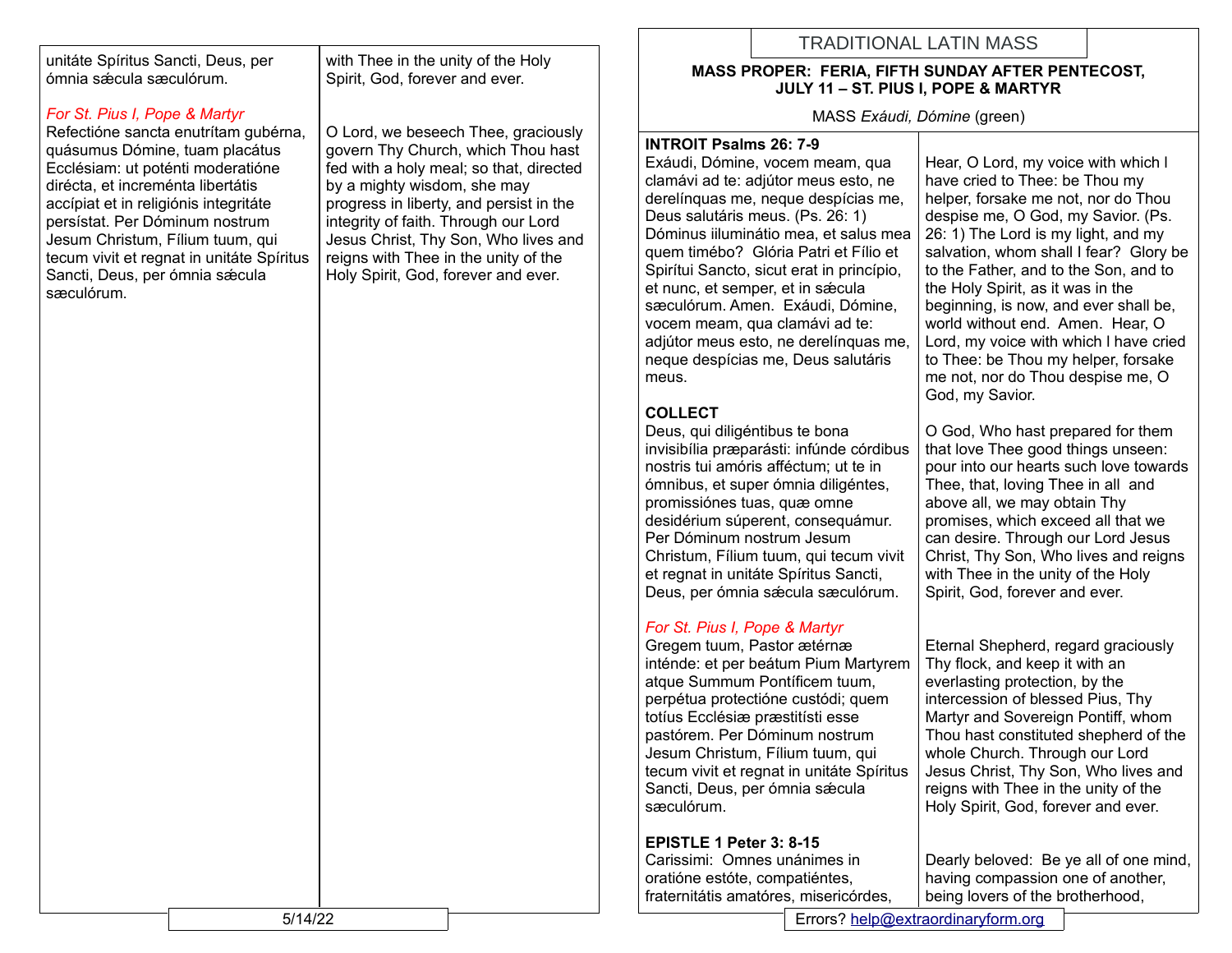unitáte Spíritus Sancti, Deus, per ómnia sǽcula sæculórum.

with Thee in the unity of the Holy Spirit, God, forever and ever.

*For St. Pius I, Pope & Martyr*

Refectióne sancta enutrítam gubérna, quásumus Dómine, tuam placátus Ecclésiam: ut poténti moderatióne dirécta, et increménta libertátis accípiat et in religiónis integritáte persístat. Per Dóminum nostrum Jesum Christum, Fílium tuum, qui tecum vivit et regnat in unitáte Spíritus Sancti, Deus, per ómnia sǽcula sæculórum.

O Lord, we beseech Thee, graciously govern Thy Church, which Thou hast fed with a holy meal; so that, directed by a mighty wisdom, she may progress in liberty, and persist in the integrity of faith. Through our Lord Jesus Christ, Thy Son, Who lives and reigns with Thee in the unity of the Holy Spirit, God, forever and ever.

# TRADITIONAL LATIN MASS

## MASS PROPER: FERIA, FIFTH SUNDAY AFTER PENTECOST, JULY 11 – ST. PIUS I, POPE & MARTYR

MASS *Exáudi, Dómine* (green)

### INTROIT Psalms 26: 7-9

Exáudi, Dómine, vocem meam, qua clamávi ad te: adjútor meus esto, ne derelínquas me, neque despícias me, Deus salutáris meus. (Ps. 26: 1) Dóminus iiluminátio mea, et salus mea quem timébo? Glória Patri et Fílio et Spirítui Sancto, sicut erat in princípio, et nunc, et semper, et in sǽcula sæculórum. Amen. Exáudi, Dómine, vocem meam, qua clamávi ad te: adjútor meus esto, ne derelínquas me, neque despícias me, Deus salutáris meus.

Hear, O Lord, my voice with which I have cried to Thee: be Thou my helper, forsake me not, nor do Thou despise me, O God, my Savior. (Ps. 26: 1) The Lord is my light, and my salvation, whom shall I fear? Glory be to the Father, and to the Son, and to the Holy Spirit, as it was in the beginning, is now, and ever shall be, world without end. Amen. Hear, O Lord, my voice with which I have cried to Thee: be Thou my helper, forsake me not, nor do Thou despise me, O God, my Savior.

### COLLECT

Deus, qui diligéntibus te bona invisibília præparásti: infúnde córdibus nostris tui amóris affléctum; ut te in ómnibus, et super ómnia diligéntes, promissiónes tuas, quæ omne desidérium súperent, consequámur. Per Dóminum nostrum Jesum Christum, Fílium tuum, qui tecum vivit et regnat in unitáte Spíritus Sancti, Deus, per ómnia sǽcula sæculórum.

O God, Who hast prepared for them that love Thee good things unseen: pour into our hearts such love towards Thee, that, loving Thee in all and above all, we may obtain Thy promises, which exceed all that we can desire. Through our Lord Jesus Christ, Thy Son, Who lives and reigns with Thee in the unity of the Holy Spirit, God, forever and ever.

*For St. Pius I, Pope & Martyr*

Gregem tuum, Pastor ætérnæ inténde: et per beátum Pium Martyrem atque Summum Pontíficem tuum, perpétua protectióne custódi; quem totíus Ecclésiæ præstitísti esse pastórem. Per Dóminum nostrum Jesum Christum, Fílium tuum, qui tecum vivit et regnat in unitáte Spíritus Sancti, Deus, per ómnia sǽcula sæculórum.

Eternal Shepherd, regard graciously Thy flock, and keep it with an everlasting protection, by the intercession of blessed Pius, Thy Martyr and Sovereign Pontiff, whom Thou hast constituted shepherd of the whole Church. Through our Lord Jesus Christ, Thy Son, Who lives and reigns with Thee in the unity of the Holy Spirit, God, forever and ever.

### EPISTLE 1 Peter 3: 8-15

Carissimi: Omnes unánimes in oratióne estóte, compatiéntes, fraternitátis amatóres, misericórdes,

Dearly beloved: Be ye all of one mind, having compassion one of another, being lovers of the brotherhood,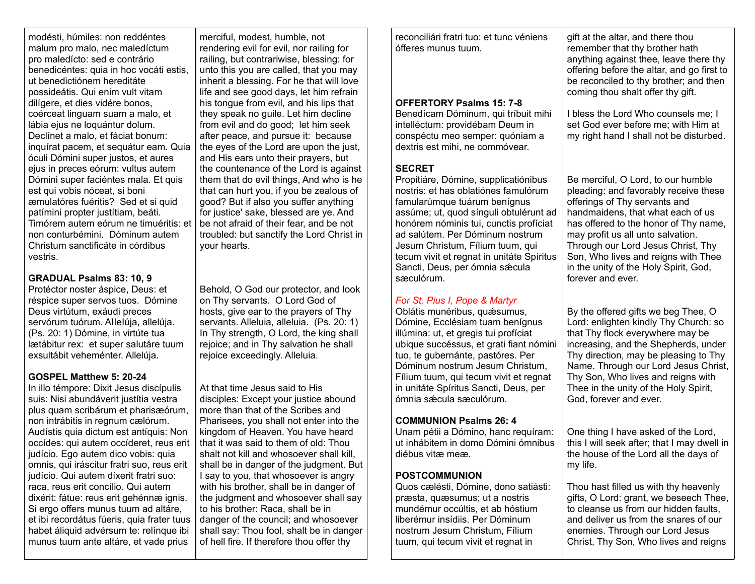modésti, húmiles: non reddéntes malum pro malo, nec maledíctum pro maledícto: sed e contrário benedicéntes: quia in hoc vocáti estis, ut benedictiónem hereditáte possideátis. Qui enim vult vitam dilígere, et dies vidére bonos, coérceat linguam suam a malo, et lábia ejus ne loquántur dolum. Declínet a malo, et fáciat bonum: inquírat pacem, et sequátur eam. Quia óculi Dómini super justos, et aures ejus in preces eórum: vultus autem Dómini super faciéntes mala. Et quis est qui vobis nóceat, si boni æmulatóres fuéritis? Sed et si quid patímini propter justítiam, beáti. Timórem autem eórum ne timuéritis: et non conturbémini. Dóminum autem Christum sanctificáte in córdibus vestris.

merciful, modest, humble, not rendering evil for evil, nor railing for railing, but contrariwise, blessing: for unto this you are called, that you may inherit a blessing. For he that will love life and see good days, let him refrain his tongue from evil, and his lips that they speak no guile. Let him decline from evil and do good; let him seek after peace, and pursue it: because the eyes of the Lord are upon the just, and His ears unto their prayers, but the countenance of the Lord is against them that do evil things, And who is he that can hurt you, if you be zealous of good? But if also you suffer anything for justice' sake, blessed are ye. And be not afraid of their fear, and be not troubled: but sanctify the Lord Christ in your hearts.

**GRADUAL Psalms 83: 10, 9**

Protéctor noster áspice, Deus: et réspice super servos tuos. Dómine Deus virtútum, exáudi preces servórum tuórum. Allelúja, allelúja. (Ps. 20: 1) Dómine, in virtúte tua lætábitur rex: et super salutáre tuum exsultábit veheménter. Allelúja.

Behold, O God our protector, and look on Thy servants. O Lord God of hosts, give ear to the prayers of Thy servants. Alleluia, alleluia. (Ps. 20: 1) In Thy strength, O Lord, the king shall rejoice; and in Thy salvation he shall rejoice exceedingly. Alleluia.

**GOSPEL Matthew 5: 20-24**

In illo témpore: Dixit Jesus discípulis suis: Nisi abundáverit justítia vestra plus quam scribárum et pharisæórum, non intrábitis in regnum cælórum. Audístis quia dictum est antíquis: Non occídes: qui autem occíderet, reus erit judício. Ego autem dico vobis: quia omnis, qui iráscitur fratri suo, reus erit judício. Qui autem díxerit fratri suo: raca, reus erit concílio. Qui autem dixérit: fátue: reus erit gehénnæ ignis. Si ergo offers munus tuum ad altáre, et ibi recordátus fúeris, quia frater tuus habet áliquid advérsum te: relínque ibi munus tuum ante altáre, et vade prius reconciliári fratri tuo: et tunc véniens ófferes munus tuum.

At that time Jesus said to His disciples: Except your justice abound more than that of the Scribes and Pharisees, you shall not enter into the kingdom of Heaven. You have heard that it was said to them of old: Thou shalt not kill and whosoever shall kill, shall be in danger of the judgment. But I say to you, that whosoever is angry with his brother, shall be in danger of the judgment and whosoever shall say to his brother: Raca, shall be in danger of the council; and whosoever shall say: Thou fool, shalt be in danger of hell fire. If therefore thou offer thy gift at the altar, and there thou remember that thy brother hath anything against thee, leave there thy offering before the altar, and go first to be reconciled to thy brother; and then coming thou shalt offer thy gift.

**OFFERTORY Psalms 15: 7-8**

Benedícam Dóminum, qui tríbuit mihi intelléctum: providébam Deum in conspéctu meo semper: quóniam a dextris est mihi, ne commóvear.

I bless the Lord Who counsels me; I set God ever before me; with Him at my right hand I shall not be disturbed.

**SECRET**

Propitiáre, Dómine, supplicatiónibus nostris: et has oblatiónes famulórum famularúmque tuárum benígnus assúme; ut, quod sínguli obtulérunt ad honórem nóminis tui, cunctis profíciat ad salútem. Per Dóminum nostrum Jesum Christum, Fílium tuum, qui tecum vivit et regnat in unitáte Spíritus Sancti, Deus, per ómnia sǽcula sæculórum.

Be merciful, O Lord, to our humble pleading: and favorably receive these offerings of Thy servants and handmaidens, that what each of us has offered to the honor of Thy name, may profit us all unto salvation. Through our Lord Jesus Christ, Thy Son, Who lives and reigns with Thee in the unity of the Holy Spirit, God, forever and ever.

*For St. Pius I, Pope & Martyr*

Oblátis munéribus, quǽsumus, Dómine, Ecclésiam tuam benígnus illúmina: ut, et gregis tui profíciat ubique succéssus, et grati fiant nómini tuo, te gubernánte, pastóres. Per Dóminum nostrum Jesum Christum, Fílium tuum, qui tecum vivit et regnat in unitáte Spíritus Sancti, Deus, per ómnia sǽcula sæculórum.

By the offered gifts we beg Thee, O Lord: enlighten kindly Thy Church: so that Thy flock everywhere may be increasing, and the Shepherds, under Thy direction, may be pleasing to Thy Name. Through our Lord Jesus Christ, Thy Son, Who lives and reigns with Thee in the unity of the Holy Spirit, God, forever and ever.

**COMMUNION Psalms 26: 4**

Unam pétii a Dómino, hanc requíram: ut inhábitem in domo Dómini ómnibus diébus vitæ meæ.

One thing I have asked of the Lord, this I will seek after; that I may dwell in the house of the Lord all the days of my life.

**POSTCOMMUNION**

Quos cælésti, Dómine, dono satiásti: præsta, quǽsumus; ut a nostris mundémur occúltis, et ab hóstium liberémur insídiis. Per Dóminum nostrum Jesum Christum, Fílium tuum, qui tecum vivit et regnat in

Thou hast filled us with thy heavenly gifts, O Lord: grant, we beseech Thee, to cleanse us from our hidden faults, and deliver us from the snares of our enemies. Through our Lord Jesus Christ, Thy Son, Who lives and reigns